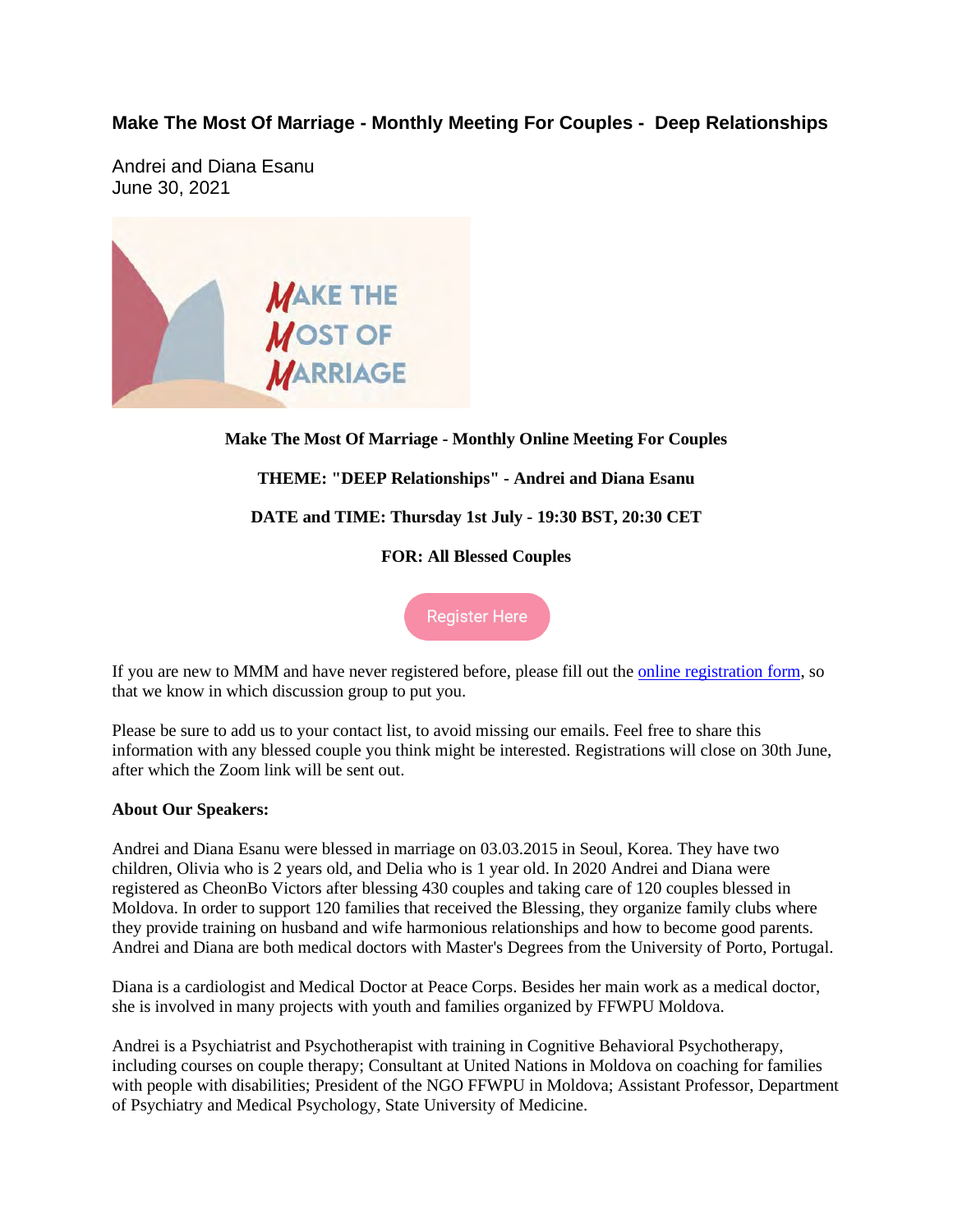# Make The Most Of Marriage - Monthly Meeting For Couples - Deep Relationships

Andrei and Diana Esanu
June 30, 2021

**Make The Most Of Marriage - Monthly Online Meeting For Couples**

**THEME: "DEEP Relationships" - Andrei and Diana Esanu**

**DATE and TIME: Thursday 1st July - 19:30 BST, 20:30 CET**

**FOR: All Blessed Couples**

Register Here

If you are new to MMM and have never registered before, please fill out the online registration form, so that we know in which discussion group to put you.

Please be sure to add us to your contact list, to avoid missing our emails. Feel free to share this information with any blessed couple you think might be interested. Registrations will close on 30th June, after which the Zoom link will be sent out.

**About Our Speakers:**

Andrei and Diana Esanu were blessed in marriage on 03.03.2015 in Seoul, Korea. They have two children, Olivia who is 2 years old, and Delia who is 1 year old. In 2020 Andrei and Diana were registered as CheonBo Victors after blessing 430 couples and taking care of 120 couples blessed in Moldova. In order to support 120 families that received the Blessing, they organize family clubs where they provide training on husband and wife harmonious relationships and how to become good parents. Andrei and Diana are both medical doctors with Master's Degrees from the University of Porto, Portugal.

Diana is a cardiologist and Medical Doctor at Peace Corps. Besides her main work as a medical doctor, she is involved in many projects with youth and families organized by FFWPU Moldova.

Andrei is a Psychiatrist and Psychotherapist with training in Cognitive Behavioral Psychotherapy, including courses on couple therapy; Consultant at United Nations in Moldova on coaching for families with people with disabilities; President of the NGO FFWPU in Moldova; Assistant Professor, Department of Psychiatry and Medical Psychology, State University of Medicine.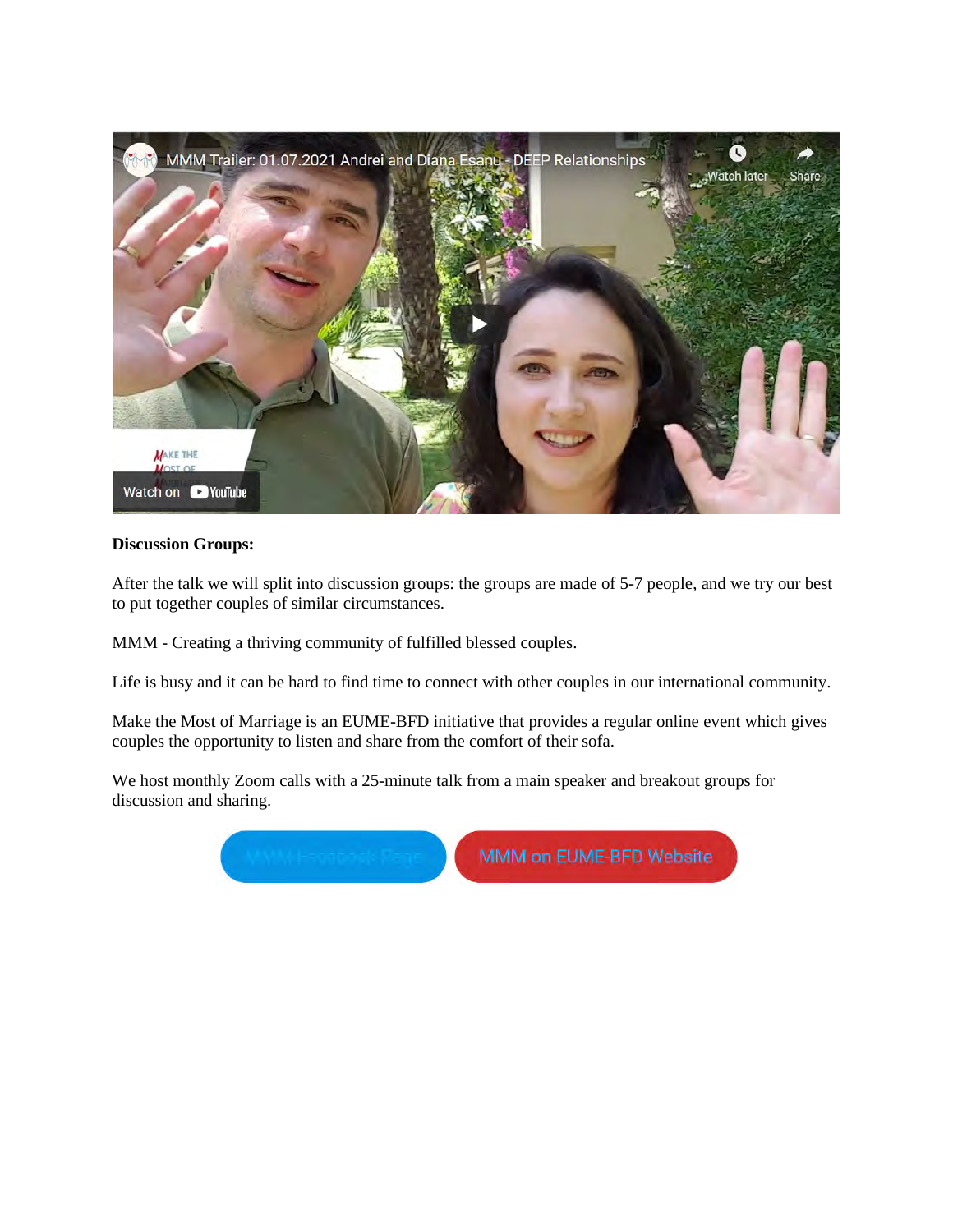**Discussion Groups:**

After the talk we will split into discussion groups: the groups are made of 5-7 people, and we try our best to put together couples of similar circumstances.

MMM - Creating a thriving community of fulfilled blessed couples.

Life is busy and it can be hard to find time to connect with other couples in our international community.

Make the Most of Marriage is an EUME-BFD initiative that provides a regular online event which gives couples the opportunity to listen and share from the comfort of their sofa.

We host monthly Zoom calls with a 25-minute talk from a main speaker and breakout groups for discussion and sharing.

MMM Facebook Page

MMM on EUME-BFD Website